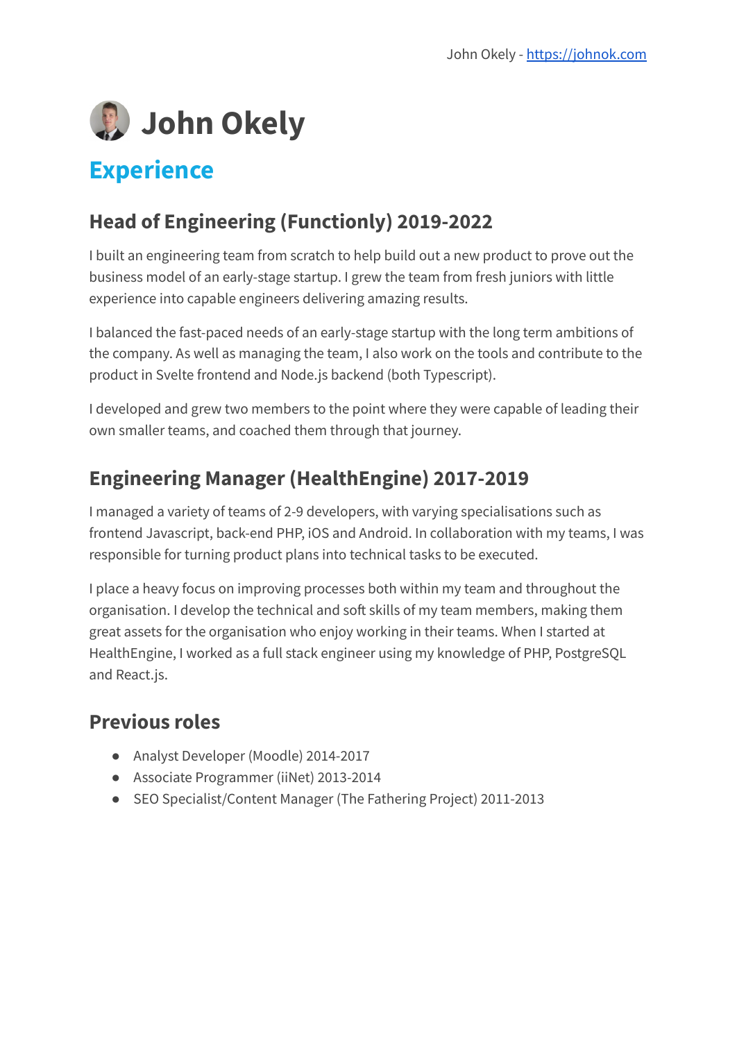# John Okely

## Experience

### Head of Engineering (Functionly) 2019-2022

I built an engineering team from scratch to help build out a new product to prove out the business model of an early-stage startup. I grew the team from fresh juniors with little experience into capable engineers delivering amazing results.

I balanced the fast-paced needs of an early-stage startup with the long term ambitions of the company. As well as managing the team, I also work on the tools and contribute to the product in Svelte frontend and Node.js backend (both Typescript).

I developed and grew two members to the point where they were capable of leading their own smaller teams, and coached them through that journey.

### Engineering Manager (HealthEngine) 2017-2019

I managed a variety of teams of 2-9 developers, with varying specialisations such as frontend Javascript, back-end PHP, iOS and Android. In collaboration with my teams, I was responsible for turning product plans into technical tasks to be executed.

I place a heavy focus on improving processes both within my team and throughout the organisation. I develop the technical and soft skills of my team members, making them great assets for the organisation who enjoy working in their teams. When I started at HealthEngine, I worked as a full stack engineer using my knowledge of PHP, PostgreSQL and React.js.

### Previous roles

- Analyst Developer (Moodle) 2014-2017
- Associate Programmer (iiNet) 2013-2014
- SEO Specialist/Content Manager (The Fathering Project) 2011-2013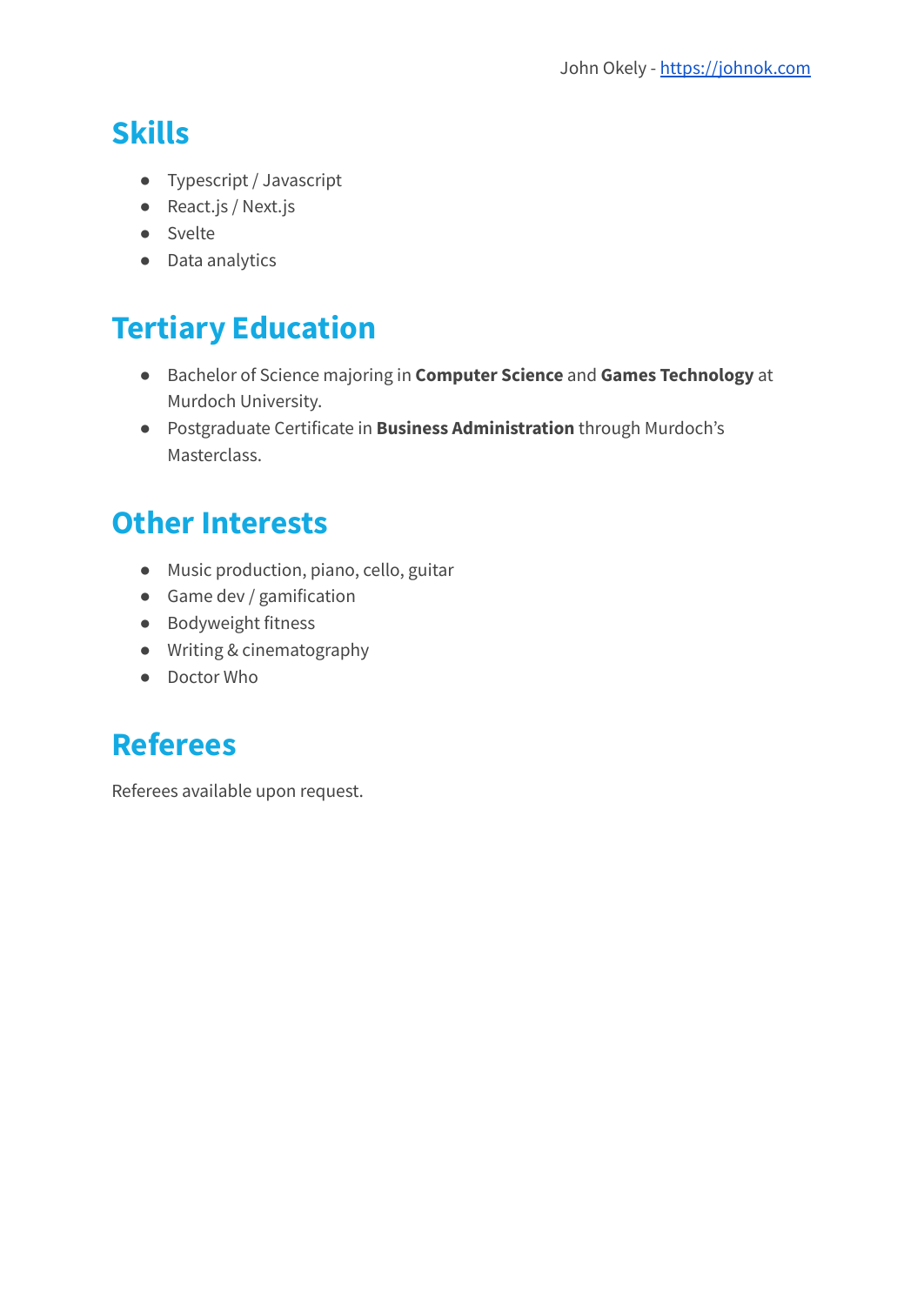## Skills

- Typescript / Javascript
- React.js / Next.js
- Svelte
- Data analytics

## Tertiary Education

- Bachelor of Science majoring in **Computer Science** and **Games Technology** at Murdoch University.
- Postgraduate Certificate in **Business Administration** through Murdoch's Masterclass.

## Other Interests

- Music production, piano, cello, guitar
- Game dev / gamification
- Bodyweight fitness
- Writing & cinematography
- Doctor Who

## Referees

Referees available upon request.